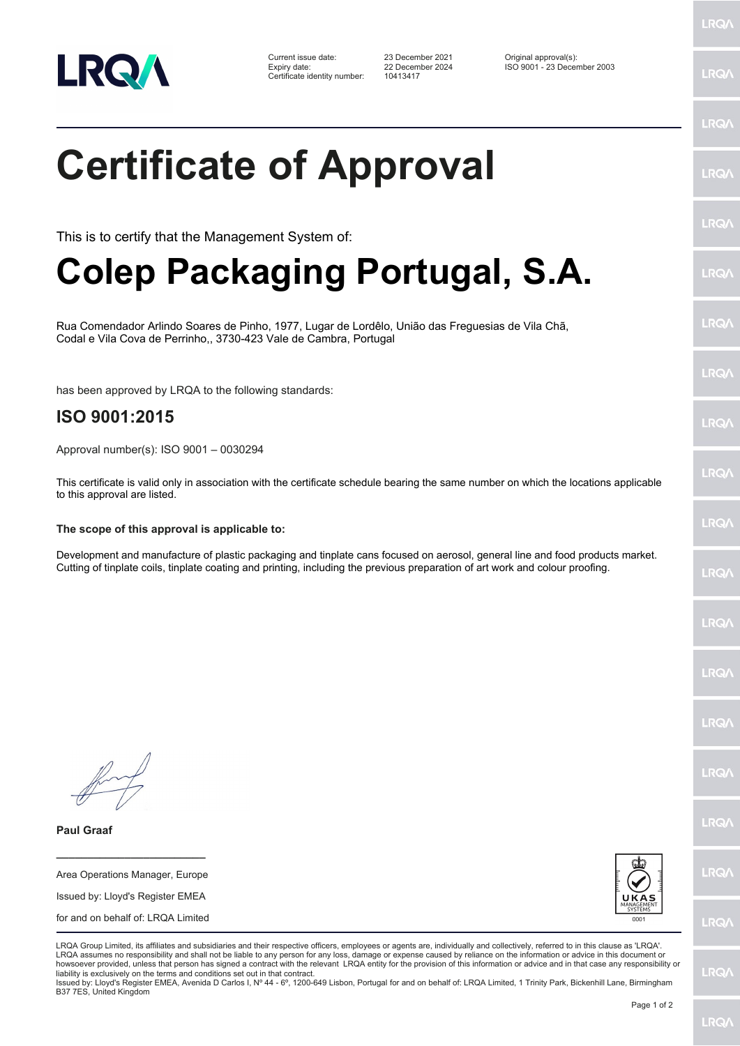LRQA

| | | |
|---|---|---|
| Current issue date: | 23 December 2021 | Original approval(s): |
| Expiry date: | 22 December 2024 | ISO 9001 - 23 December 2003 |
| Certificate identity number: | 10413417 | |

# Certificate of Approval

This is to certify that the Management System of:

# Colep Packaging Portugal, S.A.

Rua Comendador Arlindo Soares de Pinho, 1977, Lugar de Lordêlo, União das Freguesias de Vila Chã, Codal e Vila Cova de Perrinho,, 3730-423 Vale de Cambra, Portugal

has been approved by LRQA to the following standards:

## ISO 9001:2015

Approval number(s): ISO 9001 – 0030294

This certificate is valid only in association with the certificate schedule bearing the same number on which the locations applicable to this approval are listed.

**The scope of this approval is applicable to:**

Development and manufacture of plastic packaging and tinplate cans focused on aerosol, general line and food products market. Cutting of tinplate coils, tinplate coating and printing, including the previous preparation of art work and colour proofing.

**Paul Graaf**

Area Operations Manager, Europe

Issued by: Lloyd's Register EMEA

for and on behalf of: LRQA Limited

UKAS MANAGEMENT SYSTEMS 0001

LRQA Group Limited, its affiliates and subsidiaries and their respective officers, employees or agents are, individually and collectively, referred to in this clause as 'LRQA'. LRQA assumes no responsibility and shall not be liable to any person for any loss, damage or expense caused by reliance on the information or advice in this document or howsoever provided, unless that person has signed a contract with the relevant LRQA entity for the provision of this information or advice and in that case any responsibility or liability is exclusively on the terms and conditions set out in that contract.
Issued by: Lloyd's Register EMEA, Avenida D Carlos I, Nº 44 - 6º, 1200-649 Lisbon, Portugal for and on behalf of: LRQA Limited, 1 Trinity Park, Bickenhill Lane, Birmingham B37 7ES, United Kingdom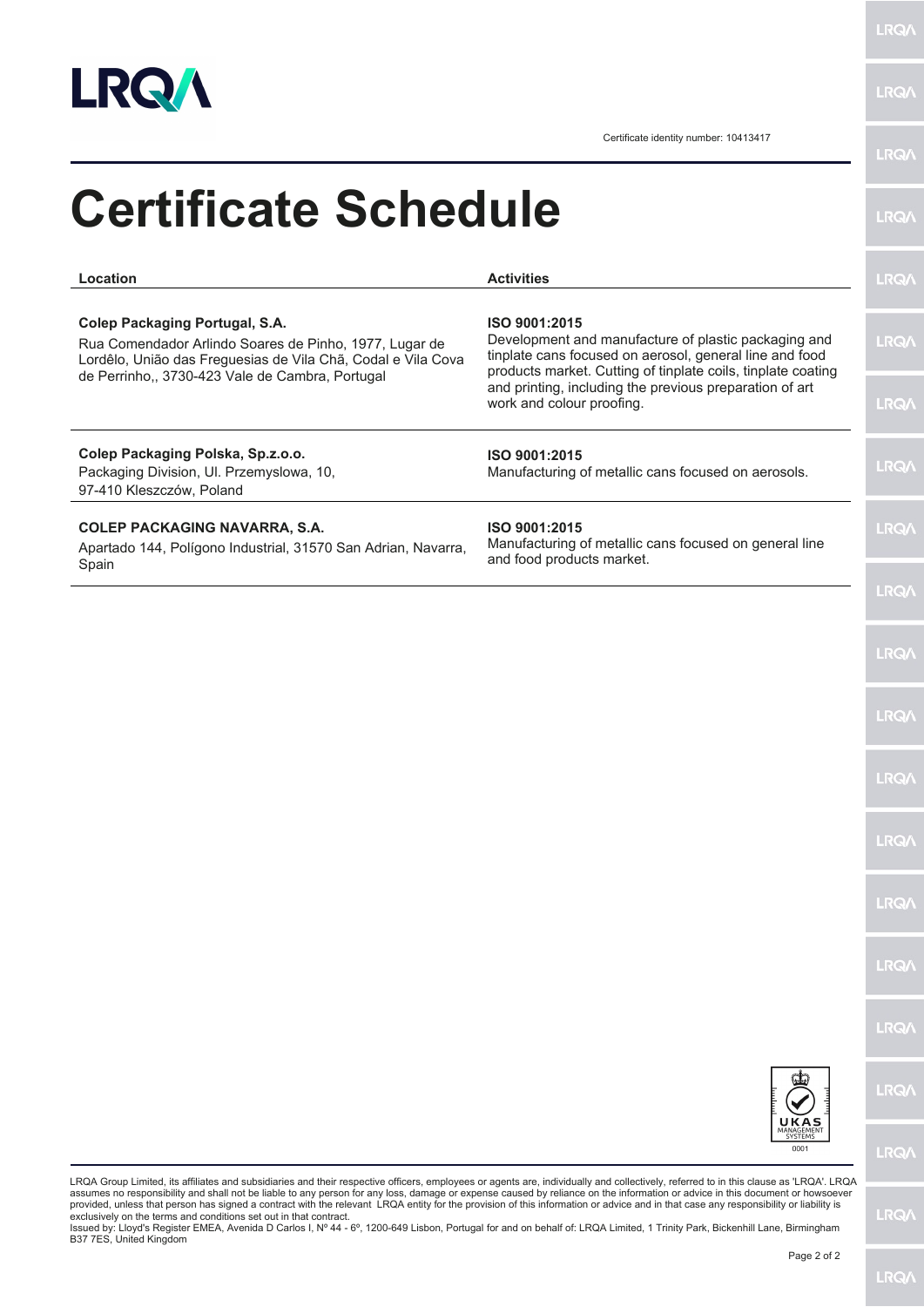Certificate identity number: 10413417

# Certificate Schedule

| Location | Activities |
| --- | --- |
| **Colep Packaging Portugal, S.A.** Rua Comendador Arlindo Soares de Pinho, 1977, Lugar de Lordêlo, União das Freguesias de Vila Chã, Codal e Vila Cova de Perrinho,, 3730-423 Vale de Cambra, Portugal | **ISO 9001:2015** Development and manufacture of plastic packaging and tinplate cans focused on aerosol, general line and food products market. Cutting of tinplate coils, tinplate coating and printing, including the previous preparation of art work and colour proofing. |
| **Colep Packaging Polska, Sp.z.o.o.** Packaging Division, Ul. Przemyslowa, 10, 97-410 Kleszczów, Poland | **ISO 9001:2015** Manufacturing of metallic cans focused on aerosols. |
| **COLEP PACKAGING NAVARRA, S.A.** Apartado 144, Polígono Industrial, 31570 San Adrian, Navarra, Spain | **ISO 9001:2015** Manufacturing of metallic cans focused on general line and food products market. |

UKAS MANAGEMENT SYSTEMS 0001

LRQA Group Limited, its affiliates and subsidiaries and their respective officers, employees or agents are, individually and collectively, referred to in this clause as 'LRQA'. LRQA assumes no responsibility and shall not be liable to any person for any loss, damage or expense caused by reliance on the information or advice in this document or howsoever provided, unless that person has signed a contract with the relevant LRQA entity for the provision of this information or advice and in that case any responsibility or liability is exclusively on the terms and conditions set out in that contract.
Issued by: Lloyd's Register EMEA, Avenida D Carlos I, Nº 44 - 6º, 1200-649 Lisbon, Portugal for and on behalf of: LRQA Limited, 1 Trinity Park, Bickenhill Lane, Birmingham B37 7ES, United Kingdom